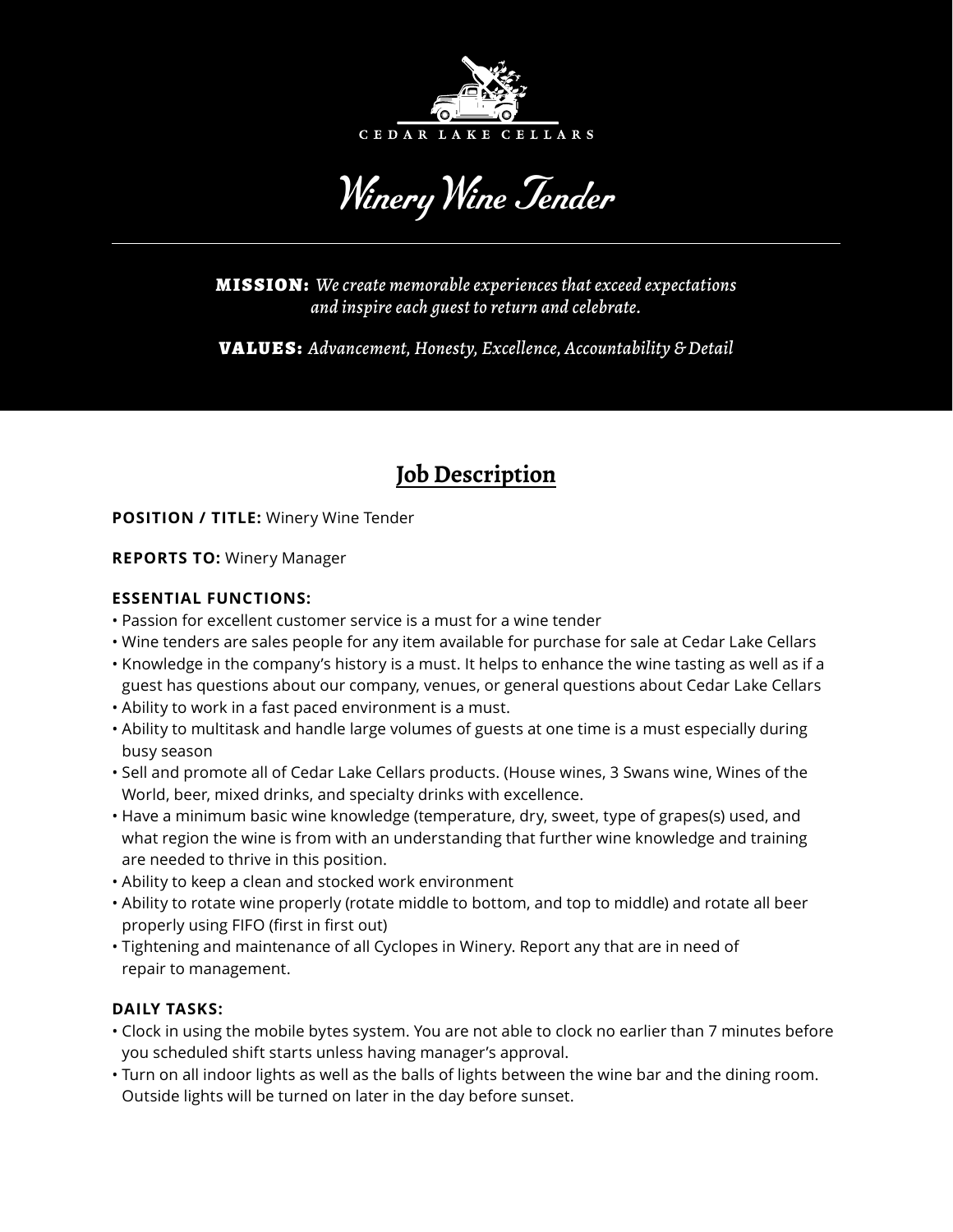CEDAR LAKE CELLARS

# Winery Wine Tender

**MISSION:** *We create memorable experiences that exceed expectations and inspire each guest to return and celebrate.*

**VALUES:** *Advancement, Honesty, Excellence, Accountability & Detail*

## Job Description

**POSITION / TITLE:** Winery Wine Tender

**REPORTS TO:** Winery Manager

**ESSENTIAL FUNCTIONS:**

- Passion for excellent customer service is a must for a wine tender
- Wine tenders are sales people for any item available for purchase for sale at Cedar Lake Cellars
- Knowledge in the company's history is a must. It helps to enhance the wine tasting as well as if a guest has questions about our company, venues, or general questions about Cedar Lake Cellars
- Ability to work in a fast paced environment is a must.
- Ability to multitask and handle large volumes of guests at one time is a must especially during busy season
- Sell and promote all of Cedar Lake Cellars products. (House wines, 3 Swans wine, Wines of the World, beer, mixed drinks, and specialty drinks with excellence.
- Have a minimum basic wine knowledge (temperature, dry, sweet, type of grapes(s) used, and what region the wine is from with an understanding that further wine knowledge and training are needed to thrive in this position.
- Ability to keep a clean and stocked work environment
- Ability to rotate wine properly (rotate middle to bottom, and top to middle) and rotate all beer properly using FIFO (first in first out)
- Tightening and maintenance of all Cyclopes in Winery. Report any that are in need of repair to management.

**DAILY TASKS:**

- Clock in using the mobile bytes system. You are not able to clock no earlier than 7 minutes before you scheduled shift starts unless having manager's approval.
- Turn on all indoor lights as well as the balls of lights between the wine bar and the dining room. Outside lights will be turned on later in the day before sunset.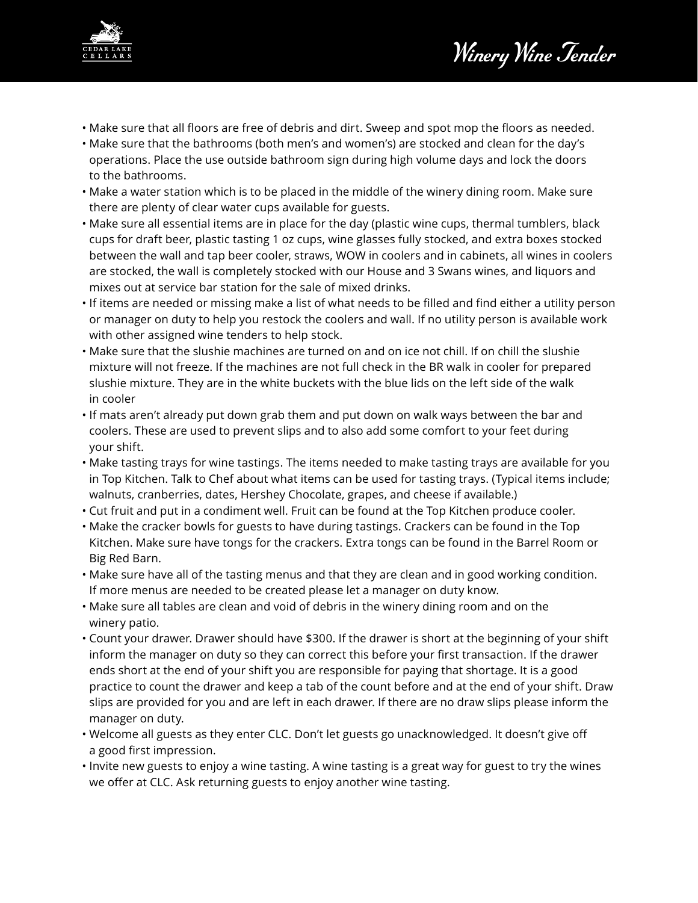- Make sure that all floors are free of debris and dirt. Sweep and spot mop the floors as needed.
- Make sure that the bathrooms (both men's and women's) are stocked and clean for the day's operations. Place the use outside bathroom sign during high volume days and lock the doors to the bathrooms.
- Make a water station which is to be placed in the middle of the winery dining room. Make sure there are plenty of clear water cups available for guests.
- Make sure all essential items are in place for the day (plastic wine cups, thermal tumblers, black cups for draft beer, plastic tasting 1 oz cups, wine glasses fully stocked, and extra boxes stocked between the wall and tap beer cooler, straws, WOW in coolers and in cabinets, all wines in coolers are stocked, the wall is completely stocked with our House and 3 Swans wines, and liquors and mixes out at service bar station for the sale of mixed drinks.
- If items are needed or missing make a list of what needs to be filled and find either a utility person or manager on duty to help you restock the coolers and wall. If no utility person is available work with other assigned wine tenders to help stock.
- Make sure that the slushie machines are turned on and on ice not chill. If on chill the slushie mixture will not freeze. If the machines are not full check in the BR walk in cooler for prepared slushie mixture. They are in the white buckets with the blue lids on the left side of the walk in cooler
- If mats aren't already put down grab them and put down on walk ways between the bar and coolers. These are used to prevent slips and to also add some comfort to your feet during your shift.
- Make tasting trays for wine tastings. The items needed to make tasting trays are available for you in Top Kitchen. Talk to Chef about what items can be used for tasting trays. (Typical items include; walnuts, cranberries, dates, Hershey Chocolate, grapes, and cheese if available.)
- Cut fruit and put in a condiment well. Fruit can be found at the Top Kitchen produce cooler.
- Make the cracker bowls for guests to have during tastings. Crackers can be found in the Top Kitchen. Make sure have tongs for the crackers. Extra tongs can be found in the Barrel Room or Big Red Barn.
- Make sure have all of the tasting menus and that they are clean and in good working condition. If more menus are needed to be created please let a manager on duty know.
- Make sure all tables are clean and void of debris in the winery dining room and on the winery patio.
- Count your drawer. Drawer should have $300. If the drawer is short at the beginning of your shift inform the manager on duty so they can correct this before your first transaction. If the drawer ends short at the end of your shift you are responsible for paying that shortage. It is a good practice to count the drawer and keep a tab of the count before and at the end of your shift. Draw slips are provided for you and are left in each drawer. If there are no draw slips please inform the manager on duty.
- Welcome all guests as they enter CLC. Don't let guests go unacknowledged. It doesn't give off a good first impression.
- Invite new guests to enjoy a wine tasting. A wine tasting is a great way for guest to try the wines we offer at CLC. Ask returning guests to enjoy another wine tasting.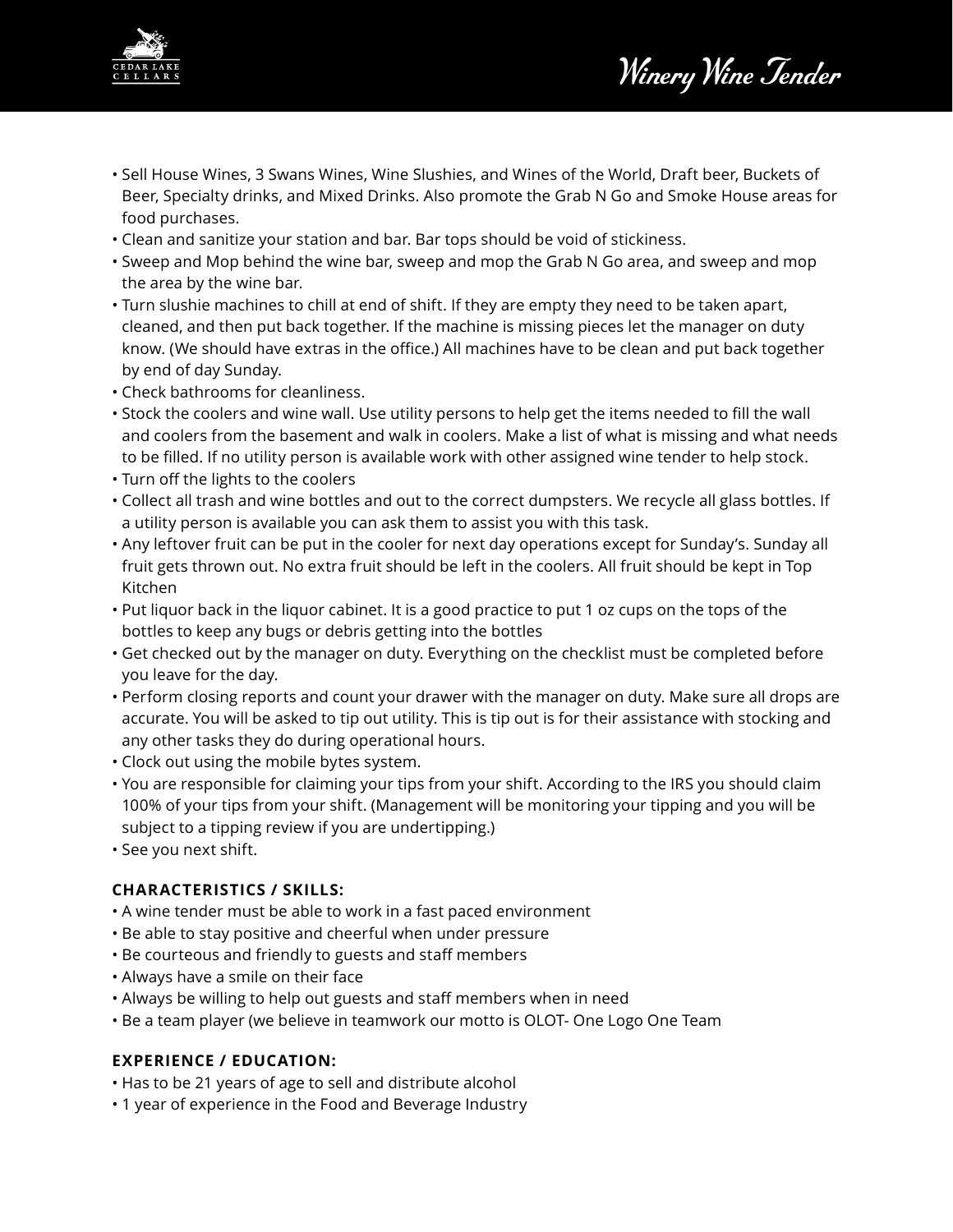- Sell House Wines, 3 Swans Wines, Wine Slushies, and Wines of the World, Draft beer, Buckets of Beer, Specialty drinks, and Mixed Drinks. Also promote the Grab N Go and Smoke House areas for food purchases.
- Clean and sanitize your station and bar. Bar tops should be void of stickiness.
- Sweep and Mop behind the wine bar, sweep and mop the Grab N Go area, and sweep and mop the area by the wine bar.
- Turn slushie machines to chill at end of shift. If they are empty they need to be taken apart, cleaned, and then put back together. If the machine is missing pieces let the manager on duty know. (We should have extras in the office.) All machines have to be clean and put back together by end of day Sunday.
- Check bathrooms for cleanliness.
- Stock the coolers and wine wall. Use utility persons to help get the items needed to fill the wall and coolers from the basement and walk in coolers. Make a list of what is missing and what needs to be filled. If no utility person is available work with other assigned wine tender to help stock.
- Turn off the lights to the coolers
- Collect all trash and wine bottles and out to the correct dumpsters. We recycle all glass bottles. If a utility person is available you can ask them to assist you with this task.
- Any leftover fruit can be put in the cooler for next day operations except for Sunday's. Sunday all fruit gets thrown out. No extra fruit should be left in the coolers. All fruit should be kept in Top Kitchen
- Put liquor back in the liquor cabinet. It is a good practice to put 1 oz cups on the tops of the bottles to keep any bugs or debris getting into the bottles
- Get checked out by the manager on duty. Everything on the checklist must be completed before you leave for the day.
- Perform closing reports and count your drawer with the manager on duty. Make sure all drops are accurate. You will be asked to tip out utility. This is tip out is for their assistance with stocking and any other tasks they do during operational hours.
- Clock out using the mobile bytes system.
- You are responsible for claiming your tips from your shift. According to the IRS you should claim 100% of your tips from your shift. (Management will be monitoring your tipping and you will be subject to a tipping review if you are undertipping.)
- See you next shift.

**CHARACTERISTICS / SKILLS:**

- A wine tender must be able to work in a fast paced environment
- Be able to stay positive and cheerful when under pressure
- Be courteous and friendly to guests and staff members
- Always have a smile on their face
- Always be willing to help out guests and staff members when in need
- Be a team player (we believe in teamwork our motto is OLOT- One Logo One Team

**EXPERIENCE / EDUCATION:**

- Has to be 21 years of age to sell and distribute alcohol
- 1 year of experience in the Food and Beverage Industry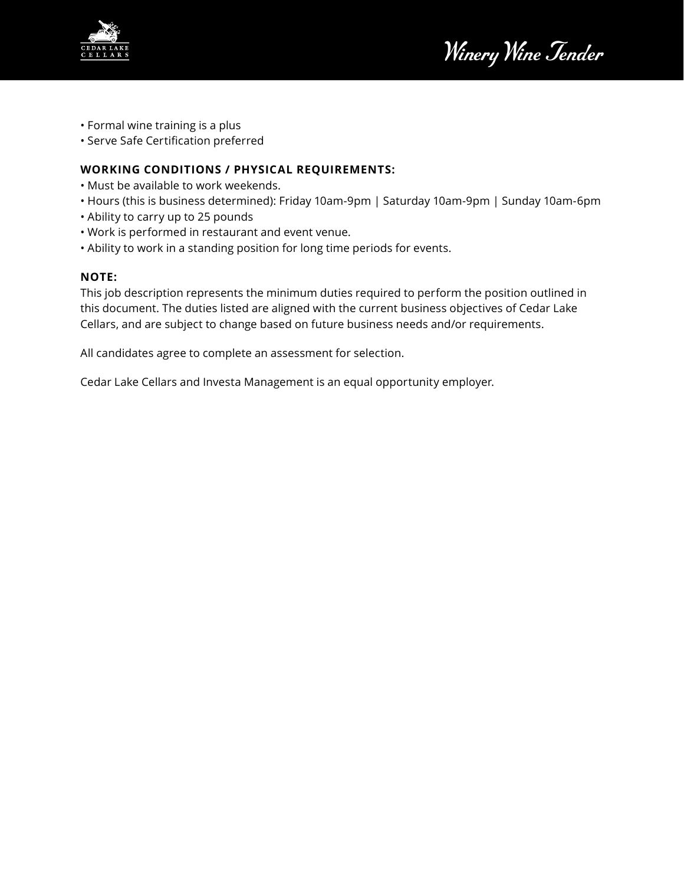• Formal wine training is a plus
• Serve Safe Certification preferred

**WORKING CONDITIONS / PHYSICAL REQUIREMENTS:**

• Must be available to work weekends.
• Hours (this is business determined): Friday 10am-9pm | Saturday 10am-9pm | Sunday 10am-6pm
• Ability to carry up to 25 pounds
• Work is performed in restaurant and event venue.
• Ability to work in a standing position for long time periods for events.

**NOTE:**

This job description represents the minimum duties required to perform the position outlined in this document. The duties listed are aligned with the current business objectives of Cedar Lake Cellars, and are subject to change based on future business needs and/or requirements.

All candidates agree to complete an assessment for selection.

Cedar Lake Cellars and Investa Management is an equal opportunity employer.